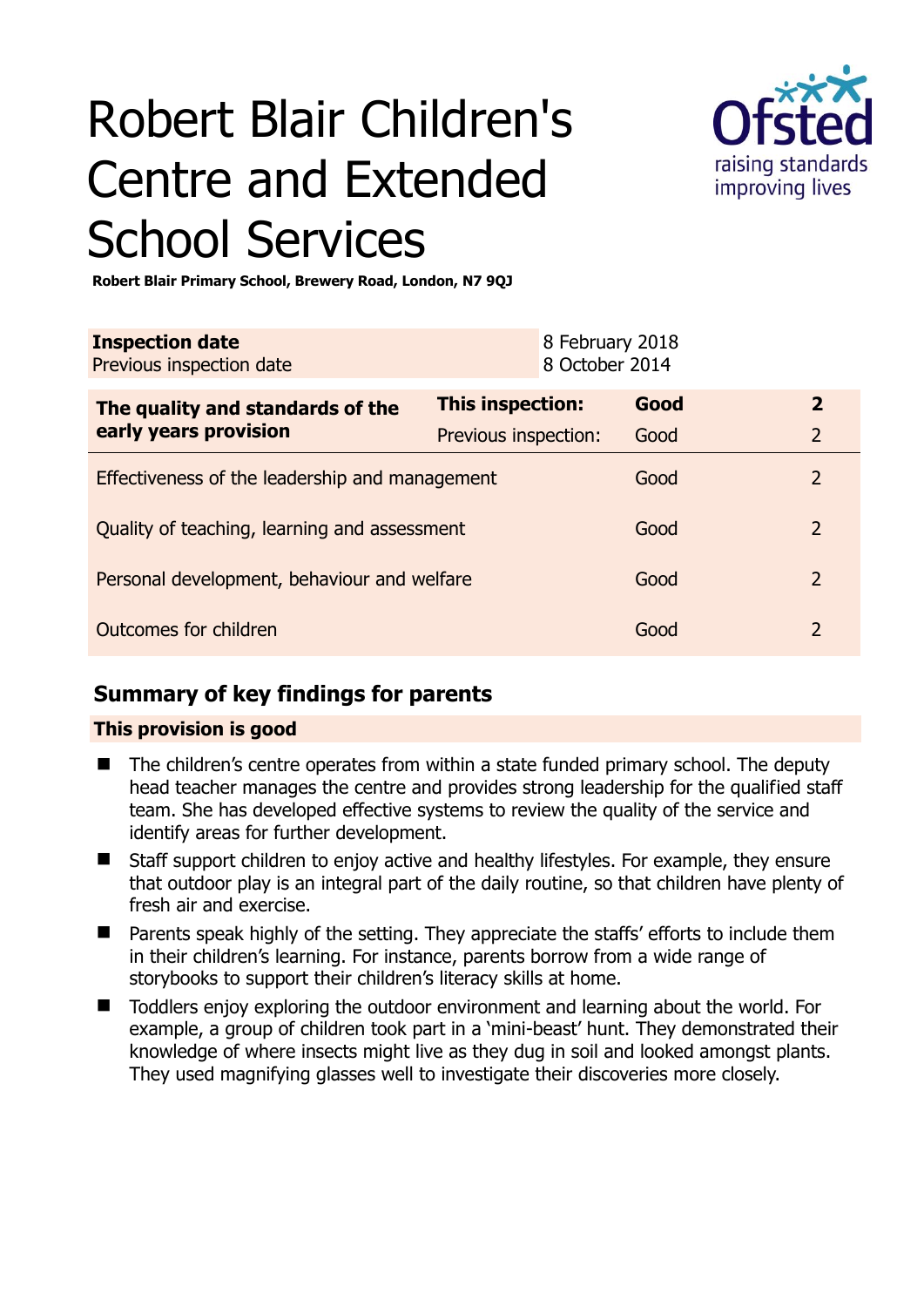# Robert Blair Children's Centre and Extended School Services

**Robert Blair Primary School, Brewery Road, London, N7 9QJ**

| **Inspection date** | 8 February 2018 |
|---|---|
| Previous inspection date | 8 October 2014 |

| **The quality and standards of the early years provision** | **This inspection:** | **Good** | **2** |
|---|---|---|---|
| | Previous inspection: | Good | 2 |
| Effectiveness of the leadership and management | | Good | 2 |
| Quality of teaching, learning and assessment | | Good | 2 |
| Personal development, behaviour and welfare | | Good | 2 |
| Outcomes for children | | Good | 2 |

## Summary of key findings for parents

**This provision is good**

- The children's centre operates from within a state funded primary school. The deputy head teacher manages the centre and provides strong leadership for the qualified staff team. She has developed effective systems to review the quality of the service and identify areas for further development.
- Staff support children to enjoy active and healthy lifestyles. For example, they ensure that outdoor play is an integral part of the daily routine, so that children have plenty of fresh air and exercise.
- Parents speak highly of the setting. They appreciate the staffs' efforts to include them in their children's learning. For instance, parents borrow from a wide range of storybooks to support their children's literacy skills at home.
- Toddlers enjoy exploring the outdoor environment and learning about the world. For example, a group of children took part in a 'mini-beast' hunt. They demonstrated their knowledge of where insects might live as they dug in soil and looked amongst plants. They used magnifying glasses well to investigate their discoveries more closely.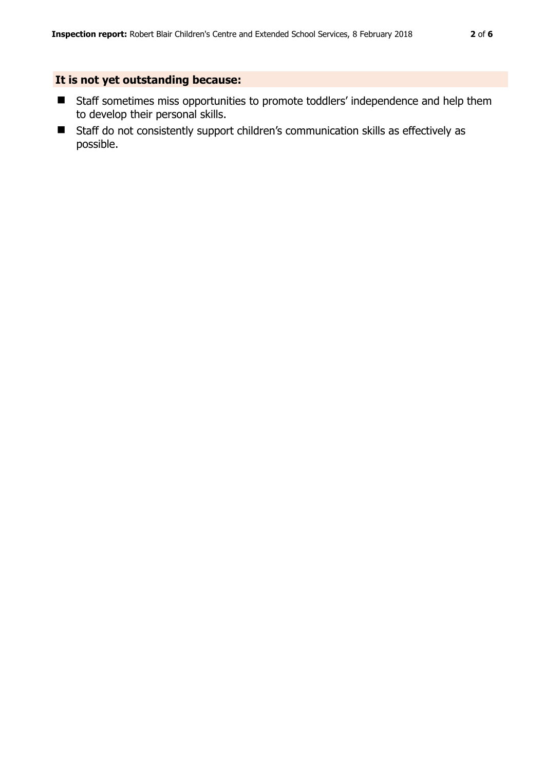## It is not yet outstanding because:

- Staff sometimes miss opportunities to promote toddlers' independence and help them to develop their personal skills.
- Staff do not consistently support children's communication skills as effectively as possible.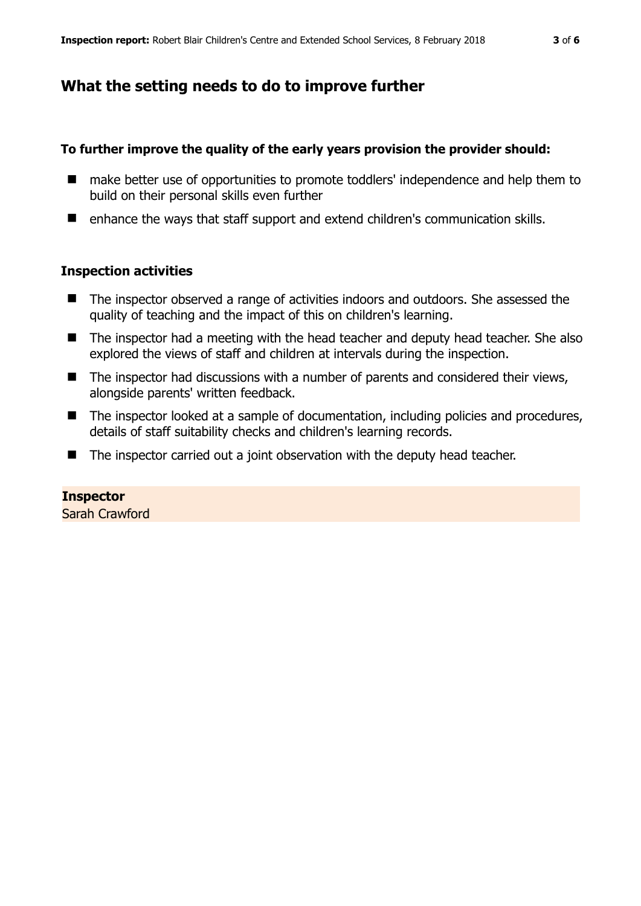## What the setting needs to do to improve further

**To further improve the quality of the early years provision the provider should:**

- make better use of opportunities to promote toddlers' independence and help them to build on their personal skills even further
- enhance the ways that staff support and extend children's communication skills.

### Inspection activities

- The inspector observed a range of activities indoors and outdoors. She assessed the quality of teaching and the impact of this on children's learning.
- The inspector had a meeting with the head teacher and deputy head teacher. She also explored the views of staff and children at intervals during the inspection.
- The inspector had discussions with a number of parents and considered their views, alongside parents' written feedback.
- The inspector looked at a sample of documentation, including policies and procedures, details of staff suitability checks and children's learning records.
- The inspector carried out a joint observation with the deputy head teacher.

**Inspector**
Sarah Crawford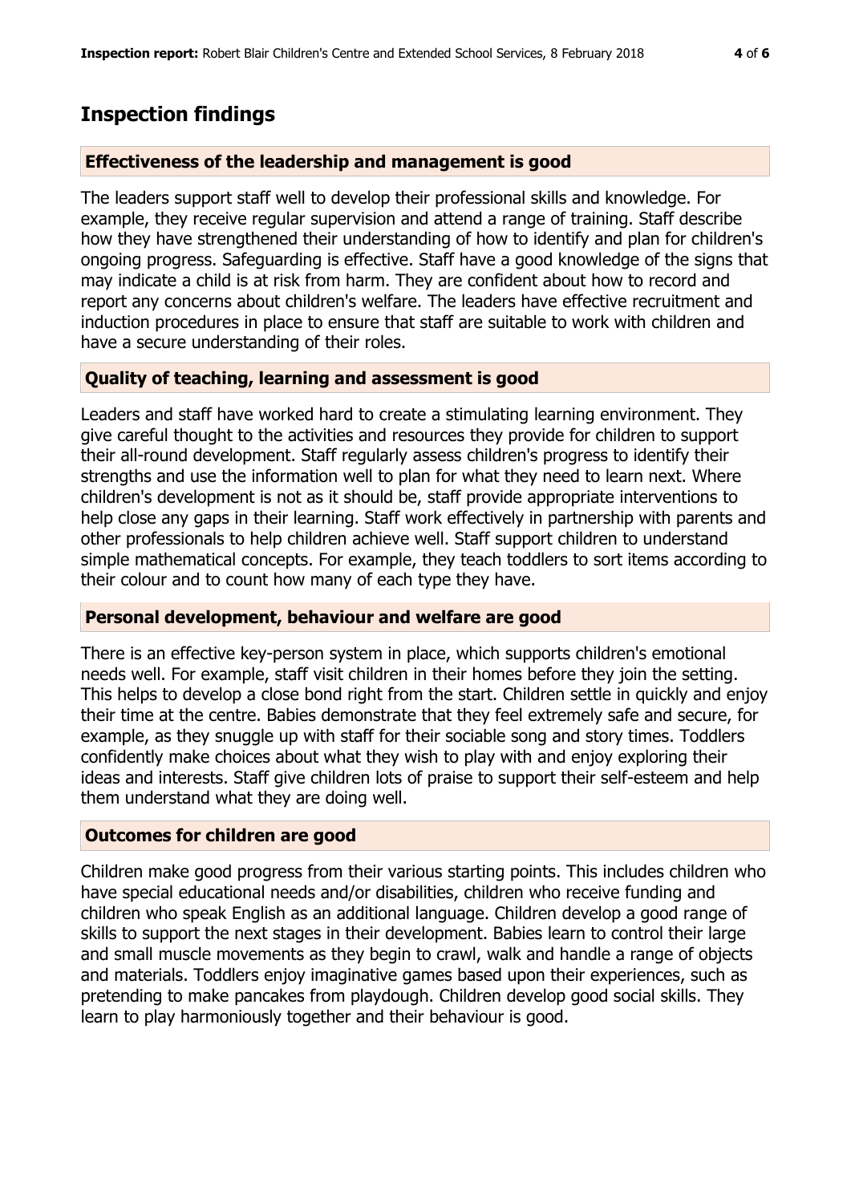## Inspection findings

### Effectiveness of the leadership and management is good

The leaders support staff well to develop their professional skills and knowledge. For example, they receive regular supervision and attend a range of training. Staff describe how they have strengthened their understanding of how to identify and plan for children's ongoing progress. Safeguarding is effective. Staff have a good knowledge of the signs that may indicate a child is at risk from harm. They are confident about how to record and report any concerns about children's welfare. The leaders have effective recruitment and induction procedures in place to ensure that staff are suitable to work with children and have a secure understanding of their roles.

### Quality of teaching, learning and assessment is good

Leaders and staff have worked hard to create a stimulating learning environment. They give careful thought to the activities and resources they provide for children to support their all-round development. Staff regularly assess children's progress to identify their strengths and use the information well to plan for what they need to learn next. Where children's development is not as it should be, staff provide appropriate interventions to help close any gaps in their learning. Staff work effectively in partnership with parents and other professionals to help children achieve well. Staff support children to understand simple mathematical concepts. For example, they teach toddlers to sort items according to their colour and to count how many of each type they have.

### Personal development, behaviour and welfare are good

There is an effective key-person system in place, which supports children's emotional needs well. For example, staff visit children in their homes before they join the setting. This helps to develop a close bond right from the start. Children settle in quickly and enjoy their time at the centre. Babies demonstrate that they feel extremely safe and secure, for example, as they snuggle up with staff for their sociable song and story times. Toddlers confidently make choices about what they wish to play with and enjoy exploring their ideas and interests. Staff give children lots of praise to support their self-esteem and help them understand what they are doing well.

### Outcomes for children are good

Children make good progress from their various starting points. This includes children who have special educational needs and/or disabilities, children who receive funding and children who speak English as an additional language. Children develop a good range of skills to support the next stages in their development. Babies learn to control their large and small muscle movements as they begin to crawl, walk and handle a range of objects and materials. Toddlers enjoy imaginative games based upon their experiences, such as pretending to make pancakes from playdough. Children develop good social skills. They learn to play harmoniously together and their behaviour is good.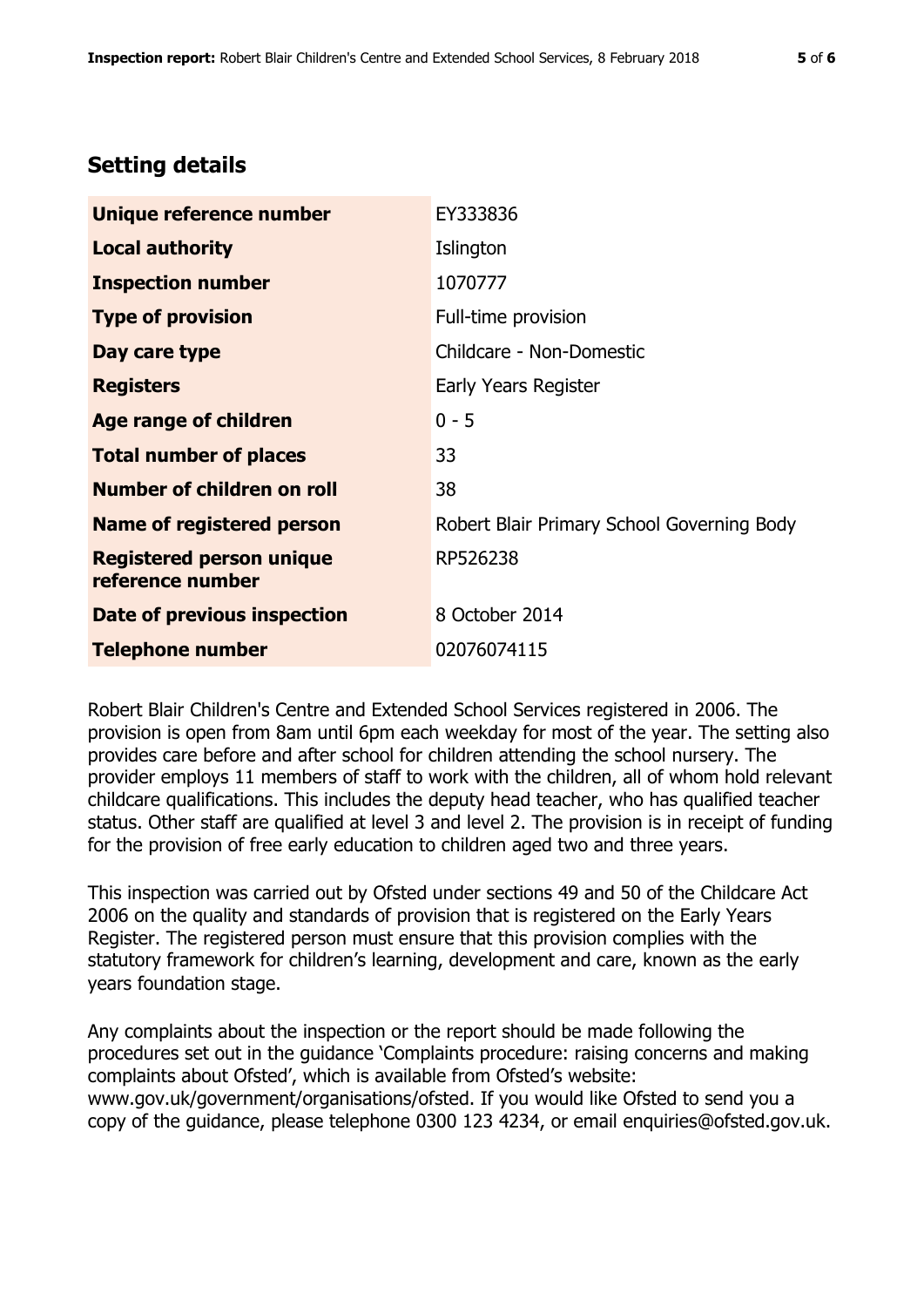## Setting details

| | |
|---|---|
| **Unique reference number** | EY333836 |
| **Local authority** | Islington |
| **Inspection number** | 1070777 |
| **Type of provision** | Full-time provision |
| **Day care type** | Childcare - Non-Domestic |
| **Registers** | Early Years Register |
| **Age range of children** | 0 - 5 |
| **Total number of places** | 33 |
| **Number of children on roll** | 38 |
| **Name of registered person** | Robert Blair Primary School Governing Body |
| **Registered person unique reference number** | RP526238 |
| **Date of previous inspection** | 8 October 2014 |
| **Telephone number** | 02076074115 |

Robert Blair Children's Centre and Extended School Services registered in 2006. The provision is open from 8am until 6pm each weekday for most of the year. The setting also provides care before and after school for children attending the school nursery. The provider employs 11 members of staff to work with the children, all of whom hold relevant childcare qualifications. This includes the deputy head teacher, who has qualified teacher status. Other staff are qualified at level 3 and level 2. The provision is in receipt of funding for the provision of free early education to children aged two and three years.

This inspection was carried out by Ofsted under sections 49 and 50 of the Childcare Act 2006 on the quality and standards of provision that is registered on the Early Years Register. The registered person must ensure that this provision complies with the statutory framework for children's learning, development and care, known as the early years foundation stage.

Any complaints about the inspection or the report should be made following the procedures set out in the guidance 'Complaints procedure: raising concerns and making complaints about Ofsted', which is available from Ofsted's website: www.gov.uk/government/organisations/ofsted. If you would like Ofsted to send you a copy of the guidance, please telephone 0300 123 4234, or email enquiries@ofsted.gov.uk.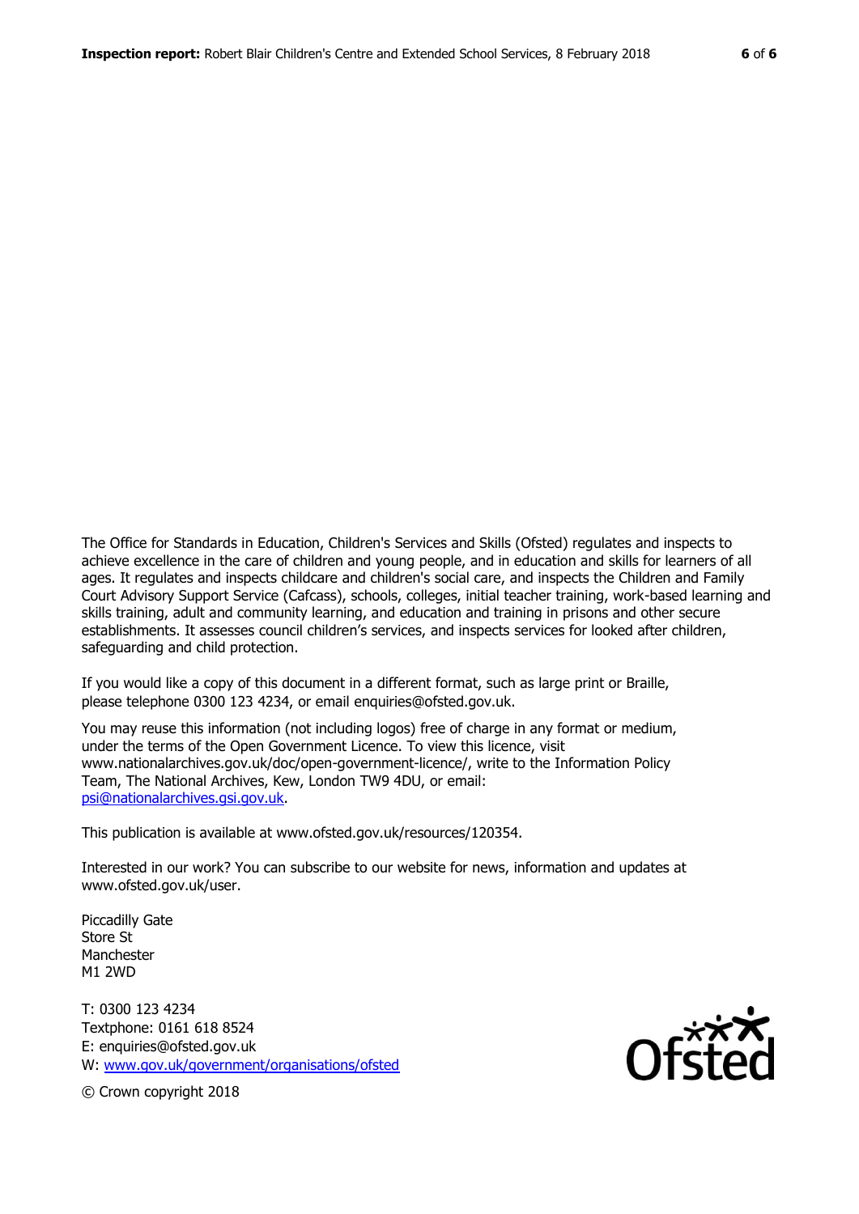The Office for Standards in Education, Children's Services and Skills (Ofsted) regulates and inspects to achieve excellence in the care of children and young people, and in education and skills for learners of all ages. It regulates and inspects childcare and children's social care, and inspects the Children and Family Court Advisory Support Service (Cafcass), schools, colleges, initial teacher training, work-based learning and skills training, adult and community learning, and education and training in prisons and other secure establishments. It assesses council children's services, and inspects services for looked after children, safeguarding and child protection.

If you would like a copy of this document in a different format, such as large print or Braille, please telephone 0300 123 4234, or email enquiries@ofsted.gov.uk.

You may reuse this information (not including logos) free of charge in any format or medium, under the terms of the Open Government Licence. To view this licence, visit www.nationalarchives.gov.uk/doc/open-government-licence/, write to the Information Policy Team, The National Archives, Kew, London TW9 4DU, or email: psi@nationalarchives.gsi.gov.uk.

This publication is available at www.ofsted.gov.uk/resources/120354.

Interested in our work? You can subscribe to our website for news, information and updates at www.ofsted.gov.uk/user.

Piccadilly Gate
Store St
Manchester
M1 2WD

T: 0300 123 4234
Textphone: 0161 618 8524
E: enquiries@ofsted.gov.uk
W: www.gov.uk/government/organisations/ofsted

© Crown copyright 2018